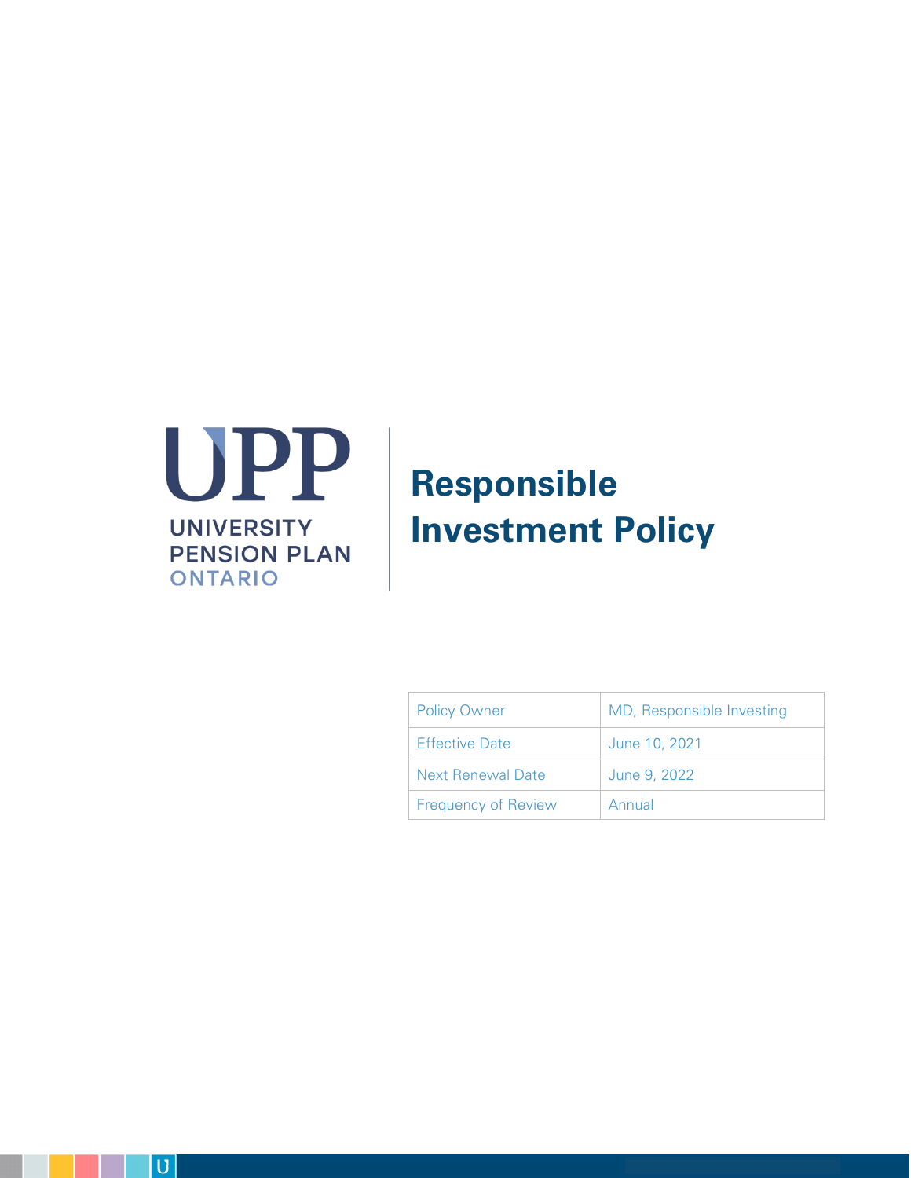UPP

UNIVERSITY PENSION PLAN ONTARIO

# Responsible Investment Policy

| Policy Owner | MD, Responsible Investing |
| --- | --- |
| Effective Date | June 10, 2021 |
| Next Renewal Date | June 9, 2022 |
| Frequency of Review | Annual |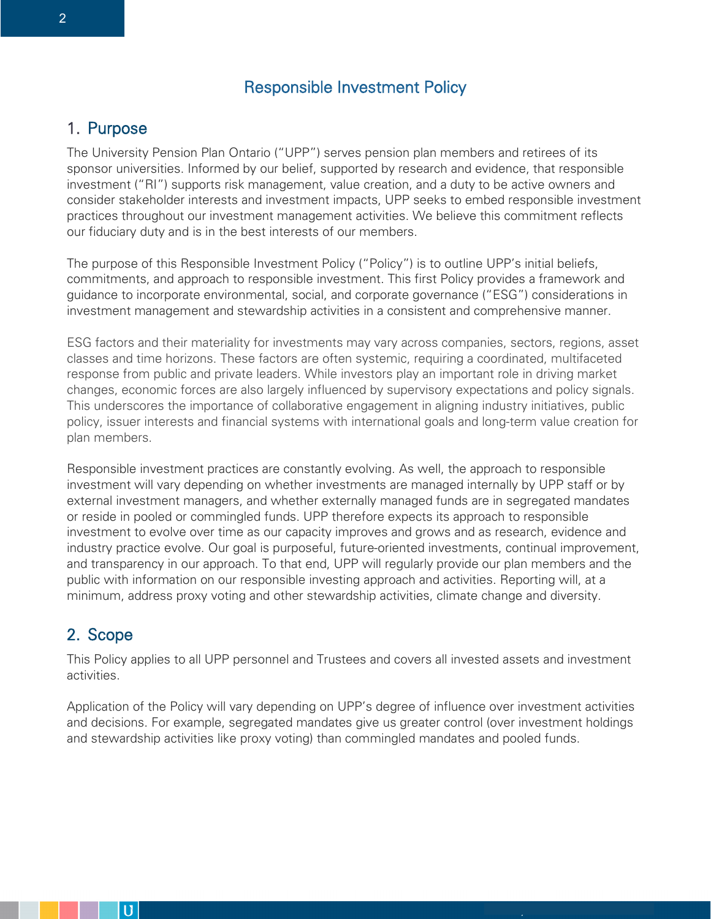# Responsible Investment Policy

## 1. Purpose

The University Pension Plan Ontario ("UPP") serves pension plan members and retirees of its sponsor universities. Informed by our belief, supported by research and evidence, that responsible investment ("RI") supports risk management, value creation, and a duty to be active owners and consider stakeholder interests and investment impacts, UPP seeks to embed responsible investment practices throughout our investment management activities. We believe this commitment reflects our fiduciary duty and is in the best interests of our members.

The purpose of this Responsible Investment Policy ("Policy") is to outline UPP's initial beliefs, commitments, and approach to responsible investment. This first Policy provides a framework and guidance to incorporate environmental, social, and corporate governance ("ESG") considerations in investment management and stewardship activities in a consistent and comprehensive manner.

ESG factors and their materiality for investments may vary across companies, sectors, regions, asset classes and time horizons. These factors are often systemic, requiring a coordinated, multifaceted response from public and private leaders. While investors play an important role in driving market changes, economic forces are also largely influenced by supervisory expectations and policy signals. This underscores the importance of collaborative engagement in aligning industry initiatives, public policy, issuer interests and financial systems with international goals and long-term value creation for plan members.

Responsible investment practices are constantly evolving. As well, the approach to responsible investment will vary depending on whether investments are managed internally by UPP staff or by external investment managers, and whether externally managed funds are in segregated mandates or reside in pooled or commingled funds. UPP therefore expects its approach to responsible investment to evolve over time as our capacity improves and grows and as research, evidence and industry practice evolve. Our goal is purposeful, future-oriented investments, continual improvement, and transparency in our approach. To that end, UPP will regularly provide our plan members and the public with information on our responsible investing approach and activities. Reporting will, at a minimum, address proxy voting and other stewardship activities, climate change and diversity.

## 2. Scope

This Policy applies to all UPP personnel and Trustees and covers all invested assets and investment activities.

Application of the Policy will vary depending on UPP's degree of influence over investment activities and decisions. For example, segregated mandates give us greater control (over investment holdings and stewardship activities like proxy voting) than commingled mandates and pooled funds.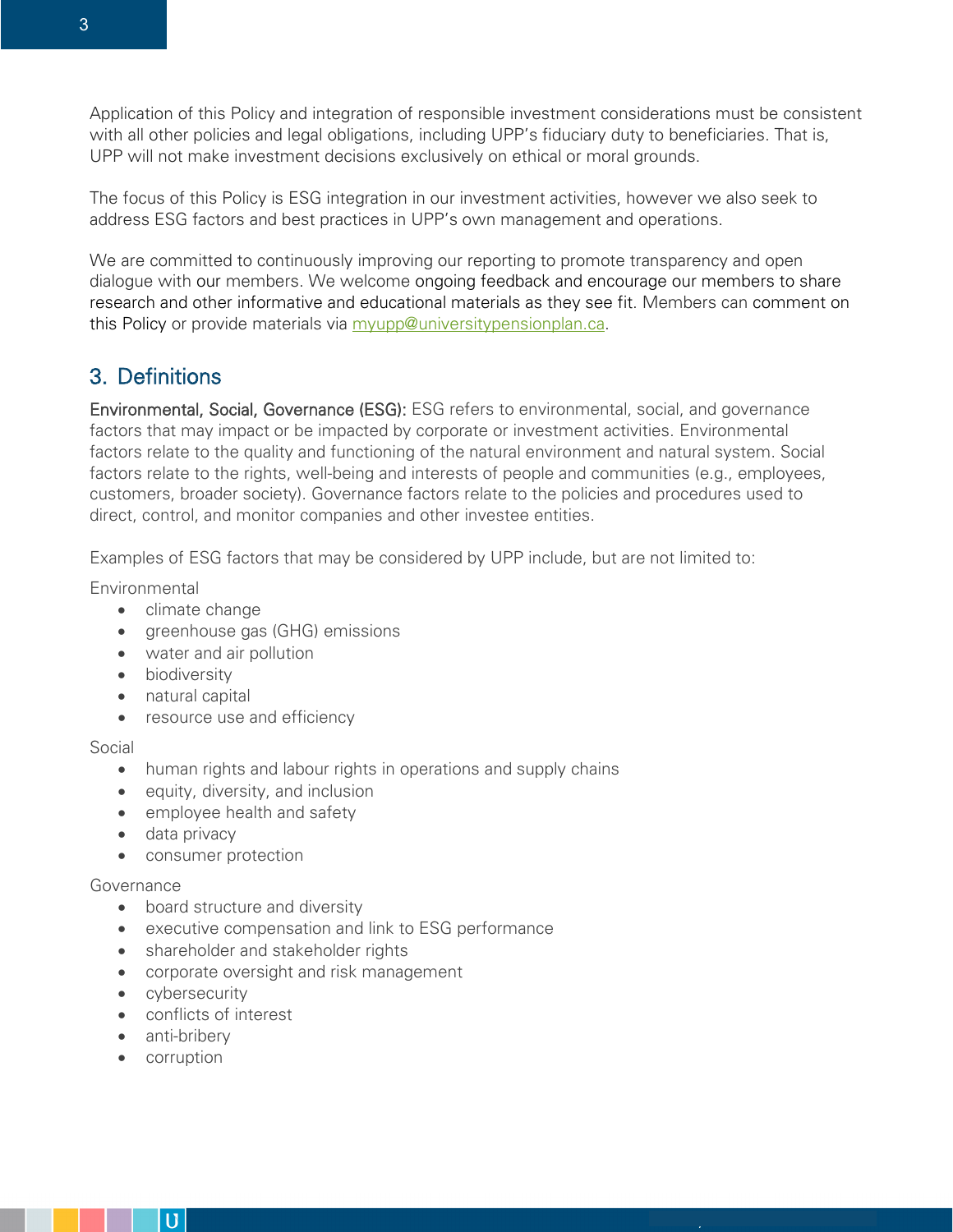Application of this Policy and integration of responsible investment considerations must be consistent with all other policies and legal obligations, including UPP's fiduciary duty to beneficiaries. That is, UPP will not make investment decisions exclusively on ethical or moral grounds.

The focus of this Policy is ESG integration in our investment activities, however we also seek to address ESG factors and best practices in UPP's own management and operations.

We are committed to continuously improving our reporting to promote transparency and open dialogue with our members. We welcome ongoing feedback and encourage our members to share research and other informative and educational materials as they see fit. Members can comment on this Policy or provide materials via [myupp@universitypensionplan.ca](mailto:myupp@universitypensionplan.ca).

## 3. Definitions

**Environmental, Social, Governance (ESG):** ESG refers to environmental, social, and governance factors that may impact or be impacted by corporate or investment activities. Environmental factors relate to the quality and functioning of the natural environment and natural system. Social factors relate to the rights, well-being and interests of people and communities (e.g., employees, customers, broader society). Governance factors relate to the policies and procedures used to direct, control, and monitor companies and other investee entities.

Examples of ESG factors that may be considered by UPP include, but are not limited to:

Environmental

- climate change
- greenhouse gas (GHG) emissions
- water and air pollution
- biodiversity
- natural capital
- resource use and efficiency

Social

- human rights and labour rights in operations and supply chains
- equity, diversity, and inclusion
- employee health and safety
- data privacy
- consumer protection

Governance

- board structure and diversity
- executive compensation and link to ESG performance
- shareholder and stakeholder rights
- corporate oversight and risk management
- cybersecurity
- conflicts of interest
- anti-bribery
- corruption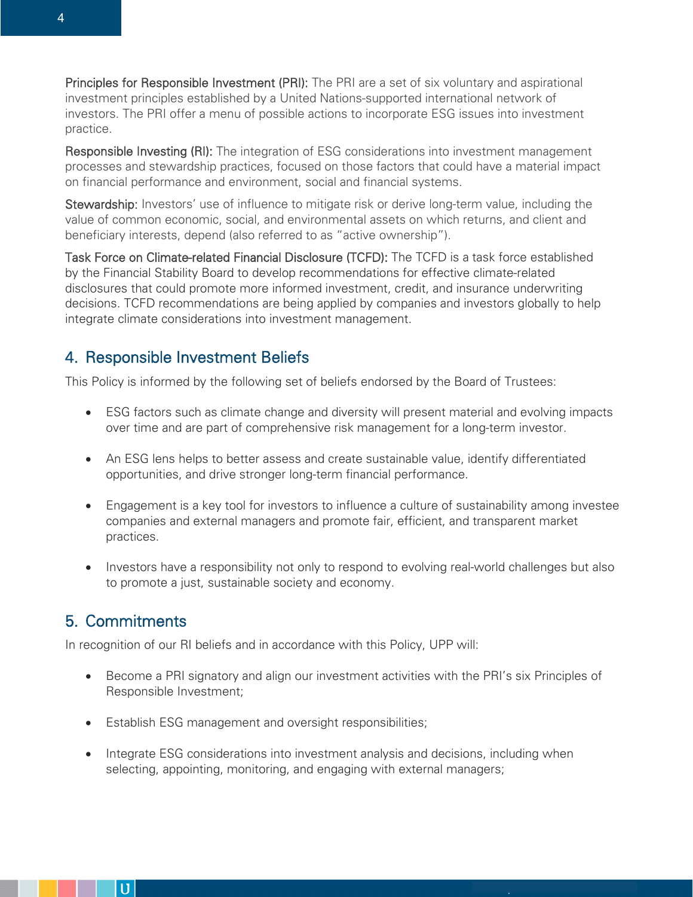**Principles for Responsible Investment (PRI):** The PRI are a set of six voluntary and aspirational investment principles established by a United Nations-supported international network of investors. The PRI offer a menu of possible actions to incorporate ESG issues into investment practice.

**Responsible Investing (RI):** The integration of ESG considerations into investment management processes and stewardship practices, focused on those factors that could have a material impact on financial performance and environment, social and financial systems.

**Stewardship:** Investors' use of influence to mitigate risk or derive long-term value, including the value of common economic, social, and environmental assets on which returns, and client and beneficiary interests, depend (also referred to as "active ownership").

**Task Force on Climate-related Financial Disclosure (TCFD):** The TCFD is a task force established by the Financial Stability Board to develop recommendations for effective climate-related disclosures that could promote more informed investment, credit, and insurance underwriting decisions. TCFD recommendations are being applied by companies and investors globally to help integrate climate considerations into investment management.

## 4. Responsible Investment Beliefs

This Policy is informed by the following set of beliefs endorsed by the Board of Trustees:

- ESG factors such as climate change and diversity will present material and evolving impacts over time and are part of comprehensive risk management for a long-term investor.
- An ESG lens helps to better assess and create sustainable value, identify differentiated opportunities, and drive stronger long-term financial performance.
- Engagement is a key tool for investors to influence a culture of sustainability among investee companies and external managers and promote fair, efficient, and transparent market practices.
- Investors have a responsibility not only to respond to evolving real-world challenges but also to promote a just, sustainable society and economy.

## 5. Commitments

In recognition of our RI beliefs and in accordance with this Policy, UPP will:

- Become a PRI signatory and align our investment activities with the PRI's six Principles of Responsible Investment;
- Establish ESG management and oversight responsibilities;
- Integrate ESG considerations into investment analysis and decisions, including when selecting, appointing, monitoring, and engaging with external managers;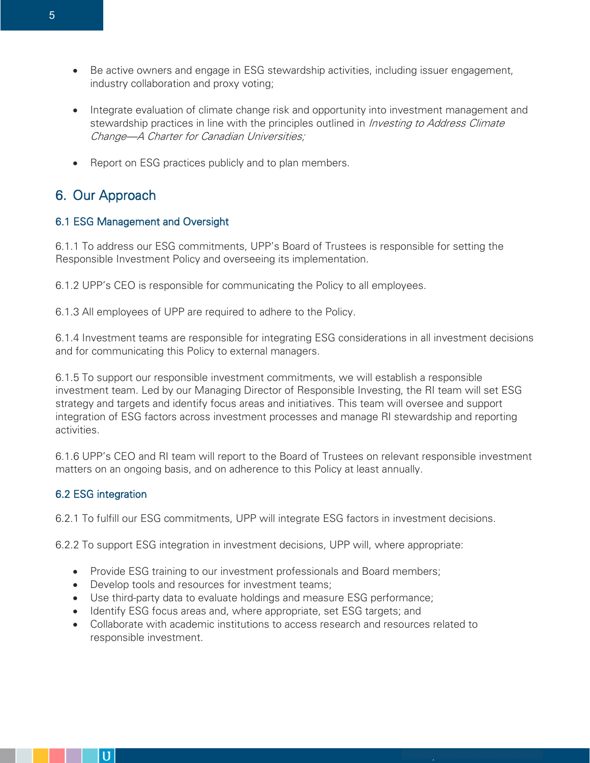- Be active owners and engage in ESG stewardship activities, including issuer engagement, industry collaboration and proxy voting;

- Integrate evaluation of climate change risk and opportunity into investment management and stewardship practices in line with the principles outlined in *Investing to Address Climate Change—A Charter for Canadian Universities;*

- Report on ESG practices publicly and to plan members.

## 6. Our Approach

### 6.1 ESG Management and Oversight

6.1.1 To address our ESG commitments, UPP's Board of Trustees is responsible for setting the Responsible Investment Policy and overseeing its implementation.

6.1.2 UPP's CEO is responsible for communicating the Policy to all employees.

6.1.3 All employees of UPP are required to adhere to the Policy.

6.1.4 Investment teams are responsible for integrating ESG considerations in all investment decisions and for communicating this Policy to external managers.

6.1.5 To support our responsible investment commitments, we will establish a responsible investment team. Led by our Managing Director of Responsible Investing, the RI team will set ESG strategy and targets and identify focus areas and initiatives. This team will oversee and support integration of ESG factors across investment processes and manage RI stewardship and reporting activities.

6.1.6 UPP's CEO and RI team will report to the Board of Trustees on relevant responsible investment matters on an ongoing basis, and on adherence to this Policy at least annually.

### 6.2 ESG integration

6.2.1 To fulfill our ESG commitments, UPP will integrate ESG factors in investment decisions.

6.2.2 To support ESG integration in investment decisions, UPP will, where appropriate:

- Provide ESG training to our investment professionals and Board members;
- Develop tools and resources for investment teams;
- Use third-party data to evaluate holdings and measure ESG performance;
- Identify ESG focus areas and, where appropriate, set ESG targets; and
- Collaborate with academic institutions to access research and resources related to responsible investment.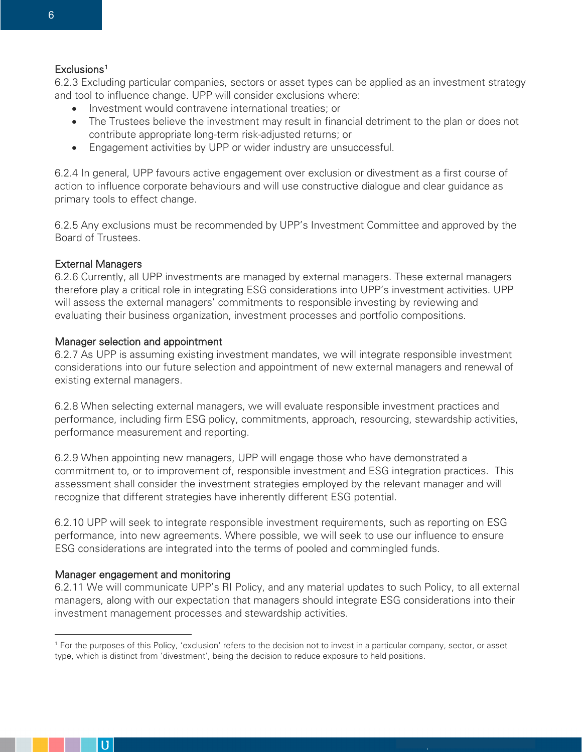### Exclusions[1]

6.2.3 Excluding particular companies, sectors or asset types can be applied as an investment strategy and tool to influence change. UPP will consider exclusions where:

- Investment would contravene international treaties; or
- The Trustees believe the investment may result in financial detriment to the plan or does not contribute appropriate long-term risk-adjusted returns; or
- Engagement activities by UPP or wider industry are unsuccessful.

6.2.4 In general, UPP favours active engagement over exclusion or divestment as a first course of action to influence corporate behaviours and will use constructive dialogue and clear guidance as primary tools to effect change.

6.2.5 Any exclusions must be recommended by UPP's Investment Committee and approved by the Board of Trustees.

### External Managers

6.2.6 Currently, all UPP investments are managed by external managers. These external managers therefore play a critical role in integrating ESG considerations into UPP's investment activities. UPP will assess the external managers' commitments to responsible investing by reviewing and evaluating their business organization, investment processes and portfolio compositions.

### Manager selection and appointment

6.2.7 As UPP is assuming existing investment mandates, we will integrate responsible investment considerations into our future selection and appointment of new external managers and renewal of existing external managers.

6.2.8 When selecting external managers, we will evaluate responsible investment practices and performance, including firm ESG policy, commitments, approach, resourcing, stewardship activities, performance measurement and reporting.

6.2.9 When appointing new managers, UPP will engage those who have demonstrated a commitment to, or to improvement of, responsible investment and ESG integration practices. This assessment shall consider the investment strategies employed by the relevant manager and will recognize that different strategies have inherently different ESG potential.

6.2.10 UPP will seek to integrate responsible investment requirements, such as reporting on ESG performance, into new agreements. Where possible, we will seek to use our influence to ensure ESG considerations are integrated into the terms of pooled and commingled funds.

### Manager engagement and monitoring

6.2.11 We will communicate UPP's RI Policy, and any material updates to such Policy, to all external managers, along with our expectation that managers should integrate ESG considerations into their investment management processes and stewardship activities.

---

[1] For the purposes of this Policy, 'exclusion' refers to the decision not to invest in a particular company, sector, or asset type, which is distinct from 'divestment', being the decision to reduce exposure to held positions.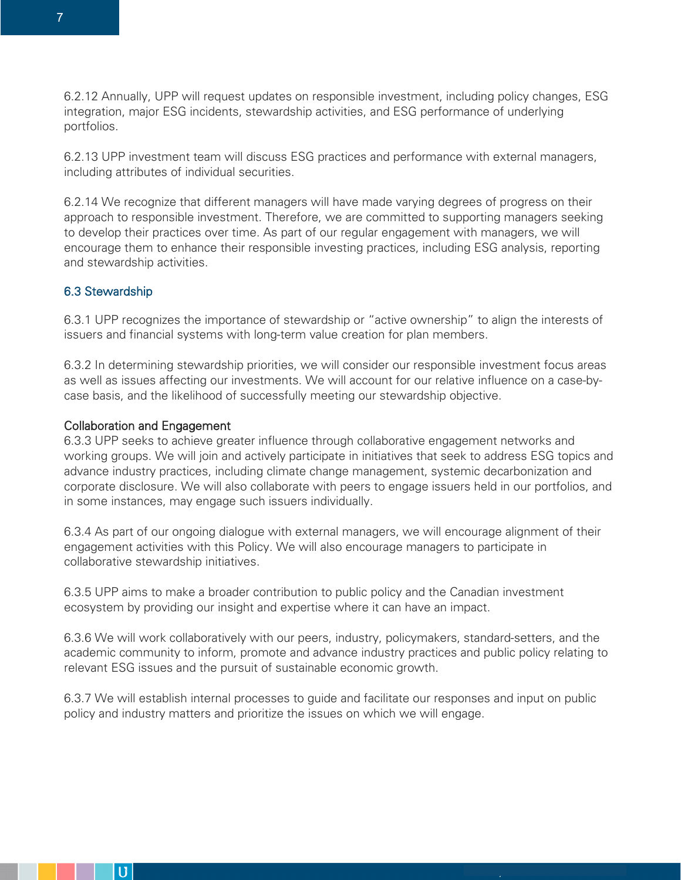6.2.12 Annually, UPP will request updates on responsible investment, including policy changes, ESG integration, major ESG incidents, stewardship activities, and ESG performance of underlying portfolios.

6.2.13 UPP investment team will discuss ESG practices and performance with external managers, including attributes of individual securities.

6.2.14 We recognize that different managers will have made varying degrees of progress on their approach to responsible investment. Therefore, we are committed to supporting managers seeking to develop their practices over time. As part of our regular engagement with managers, we will encourage them to enhance their responsible investing practices, including ESG analysis, reporting and stewardship activities.

### 6.3 Stewardship

6.3.1 UPP recognizes the importance of stewardship or "active ownership" to align the interests of issuers and financial systems with long-term value creation for plan members.

6.3.2 In determining stewardship priorities, we will consider our responsible investment focus areas as well as issues affecting our investments. We will account for our relative influence on a case-by-case basis, and the likelihood of successfully meeting our stewardship objective.

#### Collaboration and Engagement

6.3.3 UPP seeks to achieve greater influence through collaborative engagement networks and working groups. We will join and actively participate in initiatives that seek to address ESG topics and advance industry practices, including climate change management, systemic decarbonization and corporate disclosure. We will also collaborate with peers to engage issuers held in our portfolios, and in some instances, may engage such issuers individually.

6.3.4 As part of our ongoing dialogue with external managers, we will encourage alignment of their engagement activities with this Policy. We will also encourage managers to participate in collaborative stewardship initiatives.

6.3.5 UPP aims to make a broader contribution to public policy and the Canadian investment ecosystem by providing our insight and expertise where it can have an impact.

6.3.6 We will work collaboratively with our peers, industry, policymakers, standard-setters, and the academic community to inform, promote and advance industry practices and public policy relating to relevant ESG issues and the pursuit of sustainable economic growth.

6.3.7 We will establish internal processes to guide and facilitate our responses and input on public policy and industry matters and prioritize the issues on which we will engage.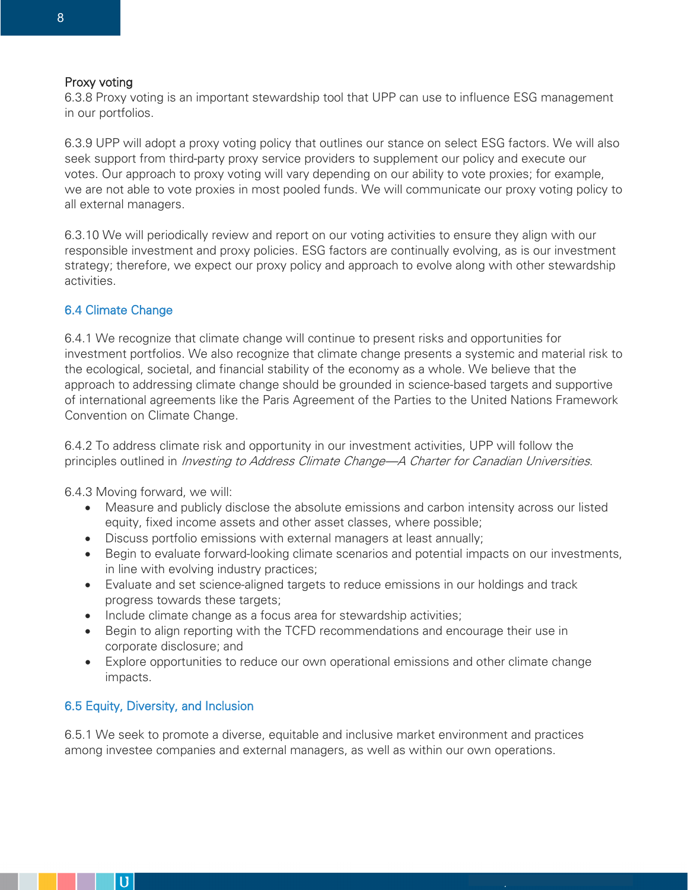Proxy voting

6.3.8 Proxy voting is an important stewardship tool that UPP can use to influence ESG management in our portfolios.

6.3.9 UPP will adopt a proxy voting policy that outlines our stance on select ESG factors. We will also seek support from third-party proxy service providers to supplement our policy and execute our votes. Our approach to proxy voting will vary depending on our ability to vote proxies; for example, we are not able to vote proxies in most pooled funds. We will communicate our proxy voting policy to all external managers.

6.3.10 We will periodically review and report on our voting activities to ensure they align with our responsible investment and proxy policies. ESG factors are continually evolving, as is our investment strategy; therefore, we expect our proxy policy and approach to evolve along with other stewardship activities.

## 6.4 Climate Change

6.4.1 We recognize that climate change will continue to present risks and opportunities for investment portfolios. We also recognize that climate change presents a systemic and material risk to the ecological, societal, and financial stability of the economy as a whole. We believe that the approach to addressing climate change should be grounded in science-based targets and supportive of international agreements like the Paris Agreement of the Parties to the United Nations Framework Convention on Climate Change.

6.4.2 To address climate risk and opportunity in our investment activities, UPP will follow the principles outlined in *Investing to Address Climate Change—A Charter for Canadian Universities*.

6.4.3 Moving forward, we will:

- Measure and publicly disclose the absolute emissions and carbon intensity across our listed equity, fixed income assets and other asset classes, where possible;
- Discuss portfolio emissions with external managers at least annually;
- Begin to evaluate forward-looking climate scenarios and potential impacts on our investments, in line with evolving industry practices;
- Evaluate and set science-aligned targets to reduce emissions in our holdings and track progress towards these targets;
- Include climate change as a focus area for stewardship activities;
- Begin to align reporting with the TCFD recommendations and encourage their use in corporate disclosure; and
- Explore opportunities to reduce our own operational emissions and other climate change impacts.

## 6.5 Equity, Diversity, and Inclusion

6.5.1 We seek to promote a diverse, equitable and inclusive market environment and practices among investee companies and external managers, as well as within our own operations.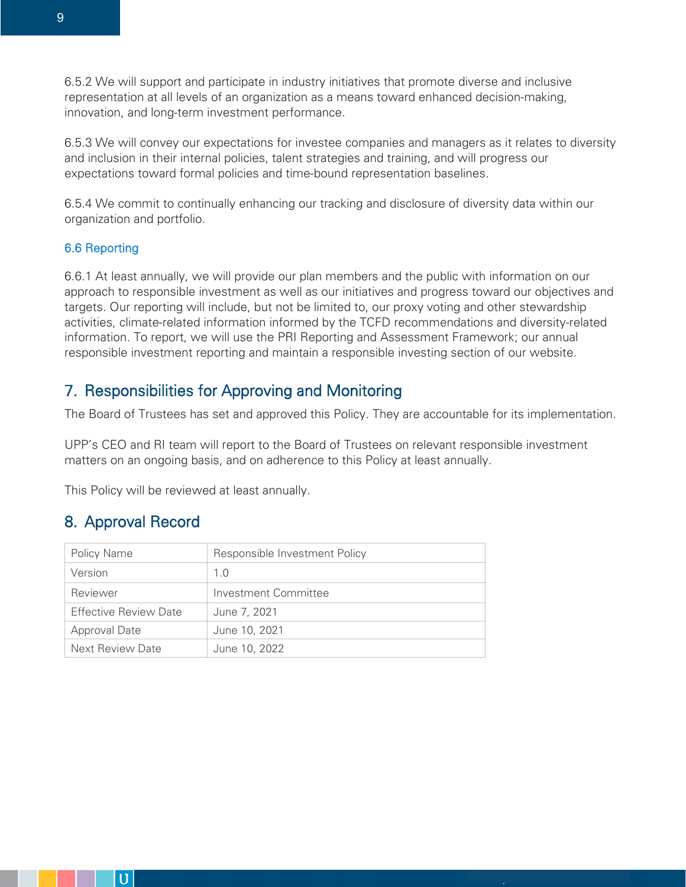6.5.2 We will support and participate in industry initiatives that promote diverse and inclusive representation at all levels of an organization as a means toward enhanced decision-making, innovation, and long-term investment performance.

6.5.3 We will convey our expectations for investee companies and managers as it relates to diversity and inclusion in their internal policies, talent strategies and training, and will progress our expectations toward formal policies and time-bound representation baselines.

6.5.4 We commit to continually enhancing our tracking and disclosure of diversity data within our organization and portfolio.

### 6.6 Reporting

6.6.1 At least annually, we will provide our plan members and the public with information on our approach to responsible investment as well as our initiatives and progress toward our objectives and targets. Our reporting will include, but not be limited to, our proxy voting and other stewardship activities, climate-related information informed by the TCFD recommendations and diversity-related information. To report, we will use the PRI Reporting and Assessment Framework; our annual responsible investment reporting and maintain a responsible investing section of our website.

## 7. Responsibilities for Approving and Monitoring

The Board of Trustees has set and approved this Policy. They are accountable for its implementation.

UPP's CEO and RI team will report to the Board of Trustees on relevant responsible investment matters on an ongoing basis, and on adherence to this Policy at least annually.

This Policy will be reviewed at least annually.

## 8. Approval Record

| | |
|---|---|
| Policy Name | Responsible Investment Policy |
| Version | 1.0 |
| Reviewer | Investment Committee |
| Effective Review Date | June 7, 2021 |
| Approval Date | June 10, 2021 |
| Next Review Date | June 10, 2022 |